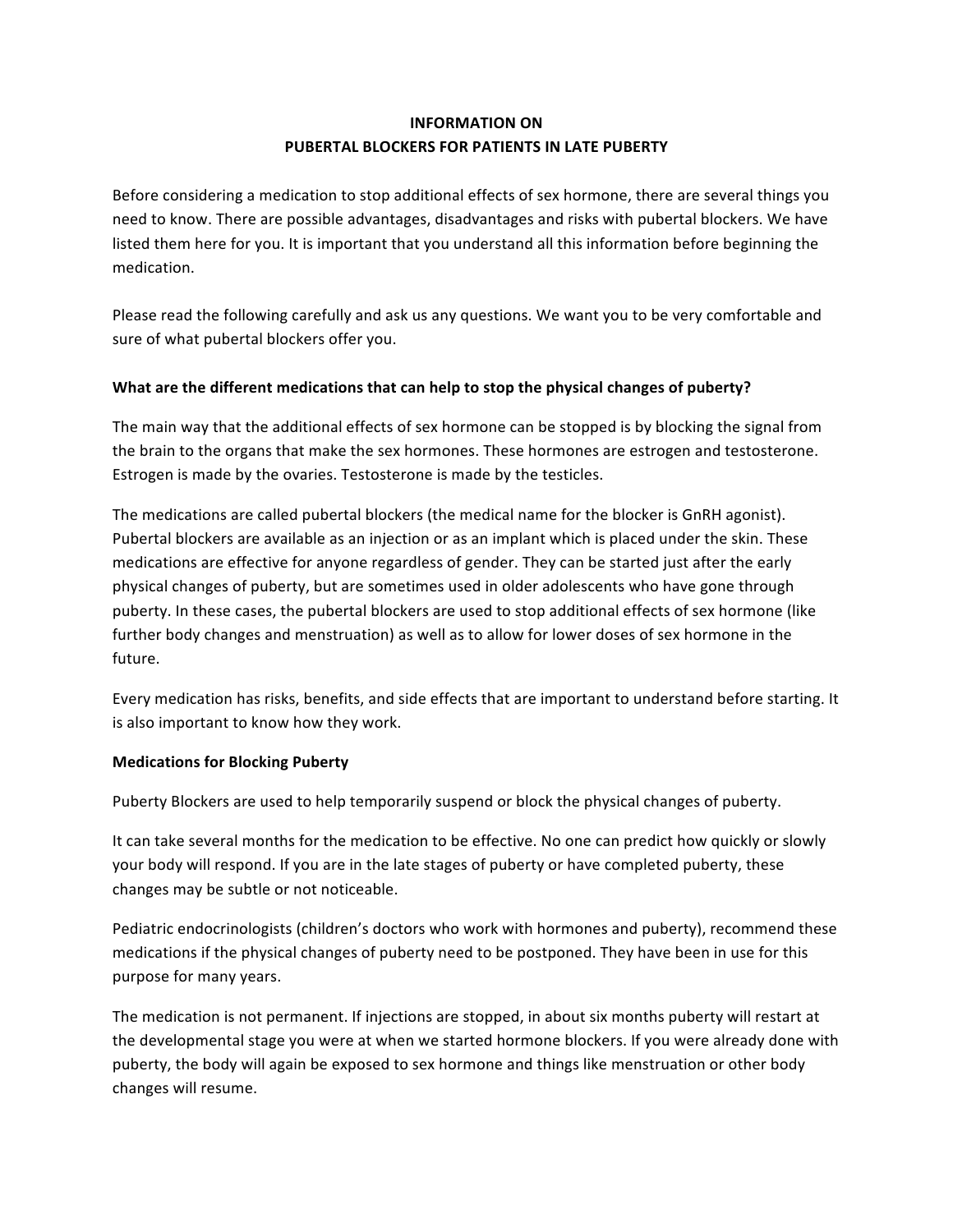# INFORMATION ON PUBERTAL BLOCKERS FOR PATIENTS IN LATE PUBERTY

Before considering a medication to stop additional effects of sex hormone, there are several things you need to know. There are possible advantages, disadvantages and risks with pubertal blockers. We have listed them here for you. It is important that you understand all this information before beginning the medication.

Please read the following carefully and ask us any questions. We want you to be very comfortable and sure of what pubertal blockers offer you.

**What are the different medications that can help to stop the physical changes of puberty?**

The main way that the additional effects of sex hormone can be stopped is by blocking the signal from the brain to the organs that make the sex hormones. These hormones are estrogen and testosterone. Estrogen is made by the ovaries. Testosterone is made by the testicles.

The medications are called pubertal blockers (the medical name for the blocker is GnRH agonist). Pubertal blockers are available as an injection or as an implant which is placed under the skin. These medications are effective for anyone regardless of gender. They can be started just after the early physical changes of puberty, but are sometimes used in older adolescents who have gone through puberty. In these cases, the pubertal blockers are used to stop additional effects of sex hormone (like further body changes and menstruation) as well as to allow for lower doses of sex hormone in the future.

Every medication has risks, benefits, and side effects that are important to understand before starting. It is also important to know how they work.

**Medications for Blocking Puberty**

Puberty Blockers are used to help temporarily suspend or block the physical changes of puberty.

It can take several months for the medication to be effective. No one can predict how quickly or slowly your body will respond. If you are in the late stages of puberty or have completed puberty, these changes may be subtle or not noticeable.

Pediatric endocrinologists (children's doctors who work with hormones and puberty), recommend these medications if the physical changes of puberty need to be postponed. They have been in use for this purpose for many years.

The medication is not permanent. If injections are stopped, in about six months puberty will restart at the developmental stage you were at when we started hormone blockers. If you were already done with puberty, the body will again be exposed to sex hormone and things like menstruation or other body changes will resume.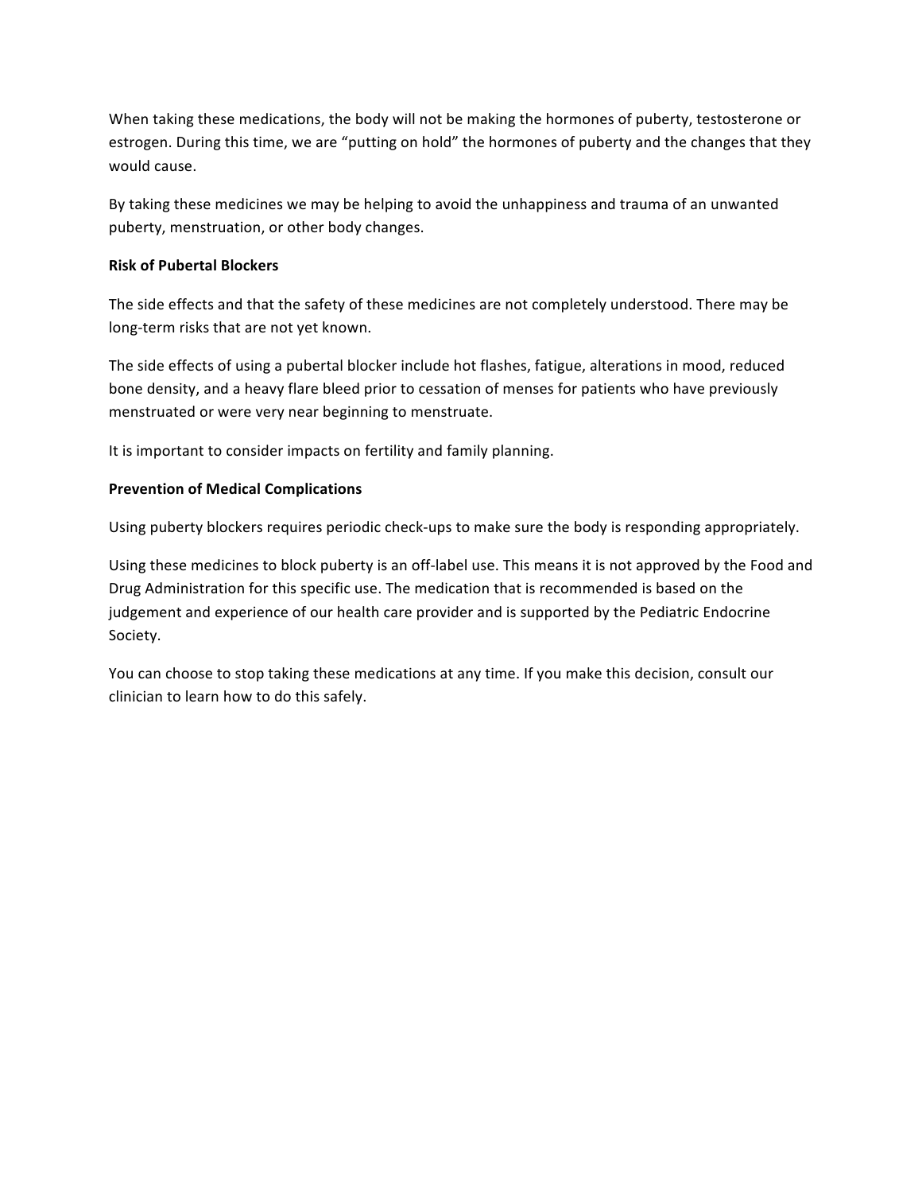When taking these medications, the body will not be making the hormones of puberty, testosterone or estrogen. During this time, we are "putting on hold" the hormones of puberty and the changes that they would cause.

By taking these medicines we may be helping to avoid the unhappiness and trauma of an unwanted puberty, menstruation, or other body changes.

**Risk of Pubertal Blockers**

The side effects and that the safety of these medicines are not completely understood. There may be long-term risks that are not yet known.

The side effects of using a pubertal blocker include hot flashes, fatigue, alterations in mood, reduced bone density, and a heavy flare bleed prior to cessation of menses for patients who have previously menstruated or were very near beginning to menstruate.

It is important to consider impacts on fertility and family planning.

**Prevention of Medical Complications**

Using puberty blockers requires periodic check-ups to make sure the body is responding appropriately.

Using these medicines to block puberty is an off-label use. This means it is not approved by the Food and Drug Administration for this specific use. The medication that is recommended is based on the judgement and experience of our health care provider and is supported by the Pediatric Endocrine Society.

You can choose to stop taking these medications at any time. If you make this decision, consult our clinician to learn how to do this safely.